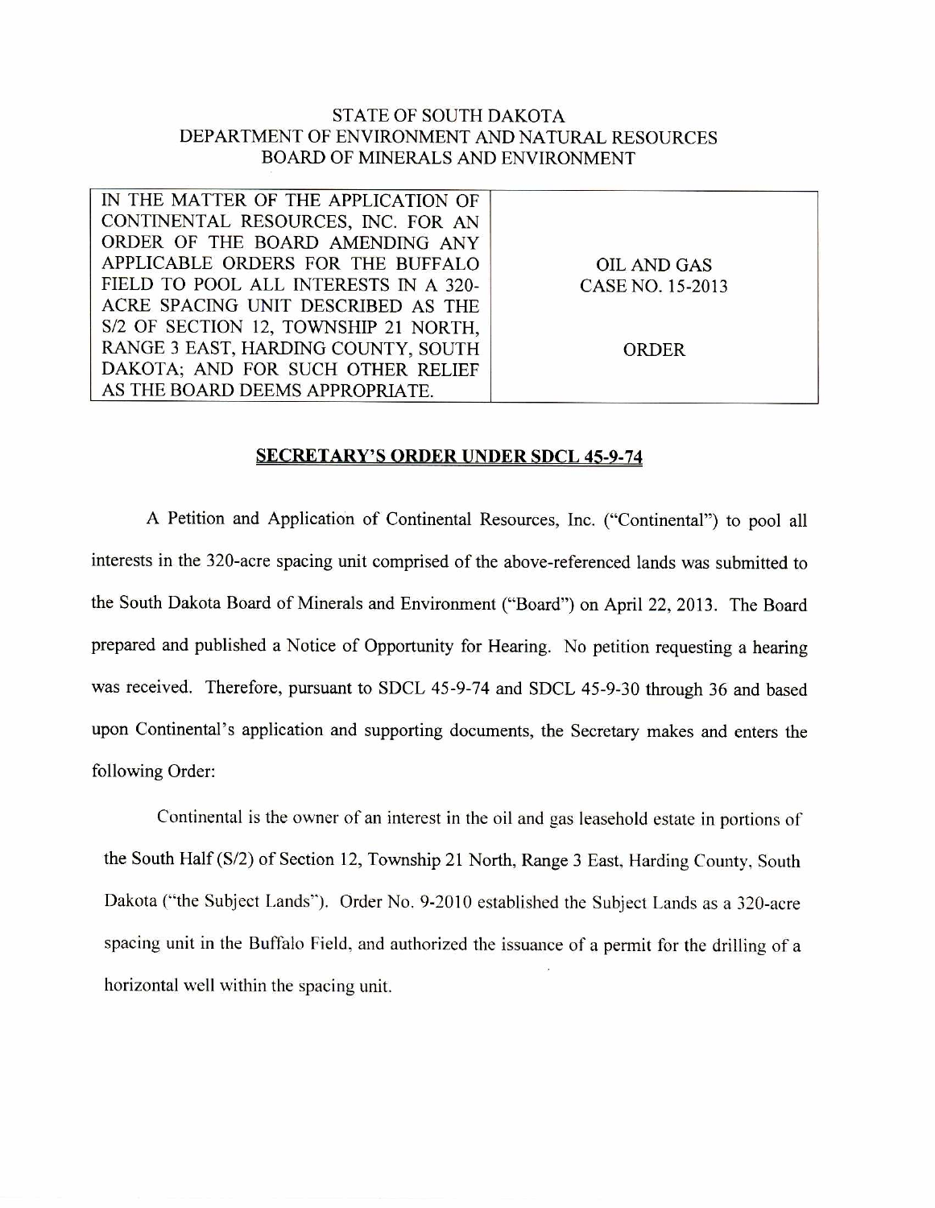STATE OF SOUTH DAKOTA
DEPARTMENT OF ENVIRONMENT AND NATURAL RESOURCES
BOARD OF MINERALS AND ENVIRONMENT

| IN THE MATTER OF THE APPLICATION OF CONTINENTAL RESOURCES, INC. FOR AN ORDER OF THE BOARD AMENDING ANY APPLICABLE ORDERS FOR THE BUFFALO FIELD TO POOL ALL INTERESTS IN A 320-ACRE SPACING UNIT DESCRIBED AS THE S/2 OF SECTION 12, TOWNSHIP 21 NORTH, RANGE 3 EAST, HARDING COUNTY, SOUTH DAKOTA; AND FOR SUCH OTHER RELIEF AS THE BOARD DEEMS APPROPRIATE. | OIL AND GAS CASE NO. 15-2013<br><br>ORDER |
|---|---|

**SECRETARY'S ORDER UNDER SDCL 45-9-74**

A Petition and Application of Continental Resources, Inc. ("Continental") to pool all interests in the 320-acre spacing unit comprised of the above-referenced lands was submitted to the South Dakota Board of Minerals and Environment ("Board") on April 22, 2013. The Board prepared and published a Notice of Opportunity for Hearing. No petition requesting a hearing was received. Therefore, pursuant to SDCL 45-9-74 and SDCL 45-9-30 through 36 and based upon Continental's application and supporting documents, the Secretary makes and enters the following Order:

Continental is the owner of an interest in the oil and gas leasehold estate in portions of the South Half (S/2) of Section 12, Township 21 North, Range 3 East, Harding County, South Dakota ("the Subject Lands"). Order No. 9-2010 established the Subject Lands as a 320-acre spacing unit in the Buffalo Field, and authorized the issuance of a permit for the drilling of a horizontal well within the spacing unit.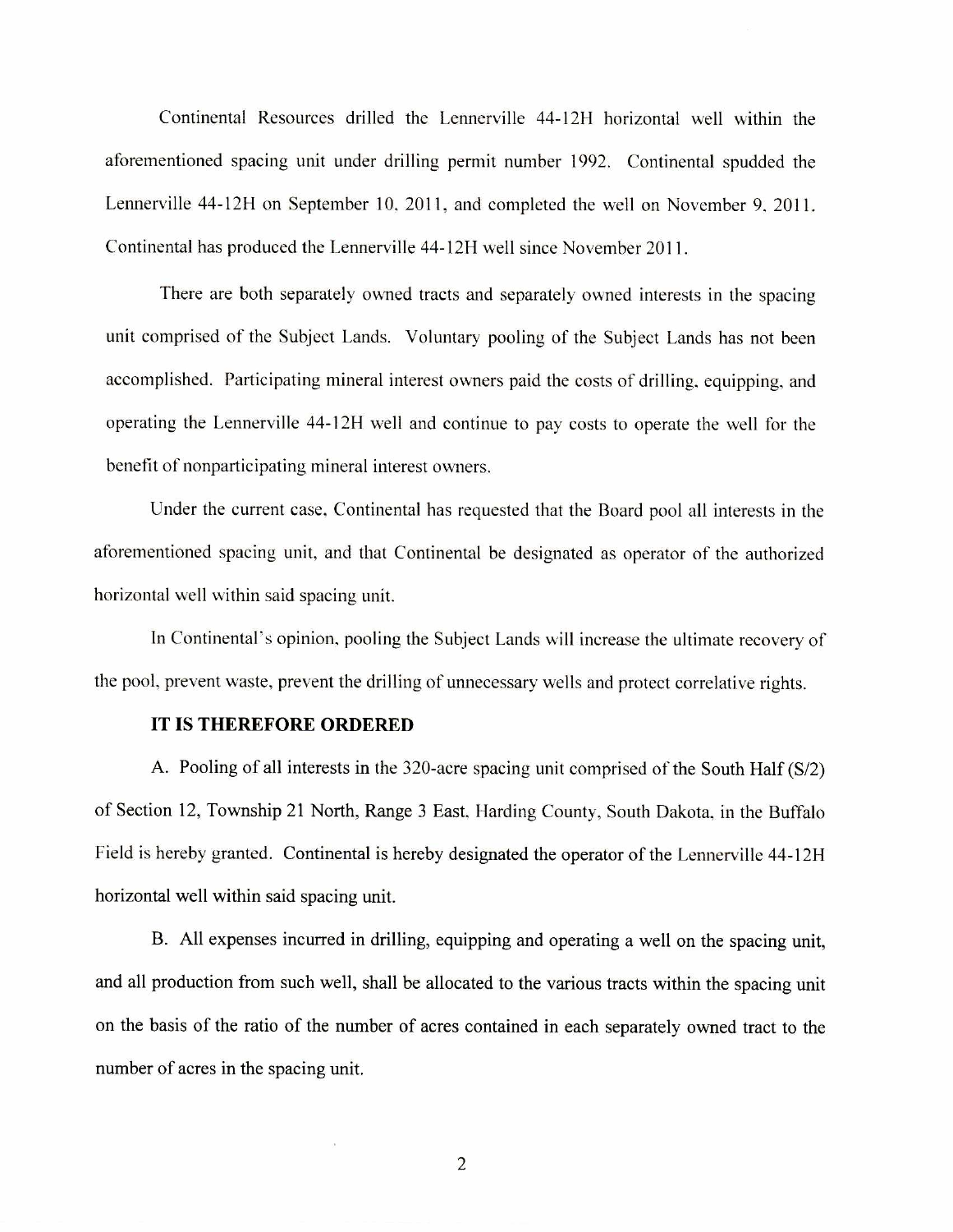Continental Resources drilled the Lennerville 44-12H horizontal well within the aforementioned spacing unit under drilling permit number 1992. Continental spudded the Lennerville 44-12H on September 10, 2011, and completed the well on November 9, 2011. Continental has produced the Lennerville 44-12H well since November 2011.

There are both separately owned tracts and separately owned interests in the spacing unit comprised of the Subject Lands. Voluntary pooling of the Subject Lands has not been accomplished. Participating mineral interest owners paid the costs of drilling, equipping, and operating the Lennerville 44-12H well and continue to pay costs to operate the well for the benefit of nonparticipating mineral interest owners.

Under the current case, Continental has requested that the Board pool all interests in the aforementioned spacing unit, and that Continental be designated as operator of the authorized horizontal well within said spacing unit.

In Continental's opinion, pooling the Subject Lands will increase the ultimate recovery of the pool, prevent waste, prevent the drilling of unnecessary wells and protect correlative rights.

**IT IS THEREFORE ORDERED**

A. Pooling of all interests in the 320-acre spacing unit comprised of the South Half (S/2) of Section 12, Township 21 North, Range 3 East, Harding County, South Dakota, in the Buffalo Field is hereby granted. Continental is hereby designated the operator of the Lennerville 44-12H horizontal well within said spacing unit.

B. All expenses incurred in drilling, equipping and operating a well on the spacing unit, and all production from such well, shall be allocated to the various tracts within the spacing unit on the basis of the ratio of the number of acres contained in each separately owned tract to the number of acres in the spacing unit.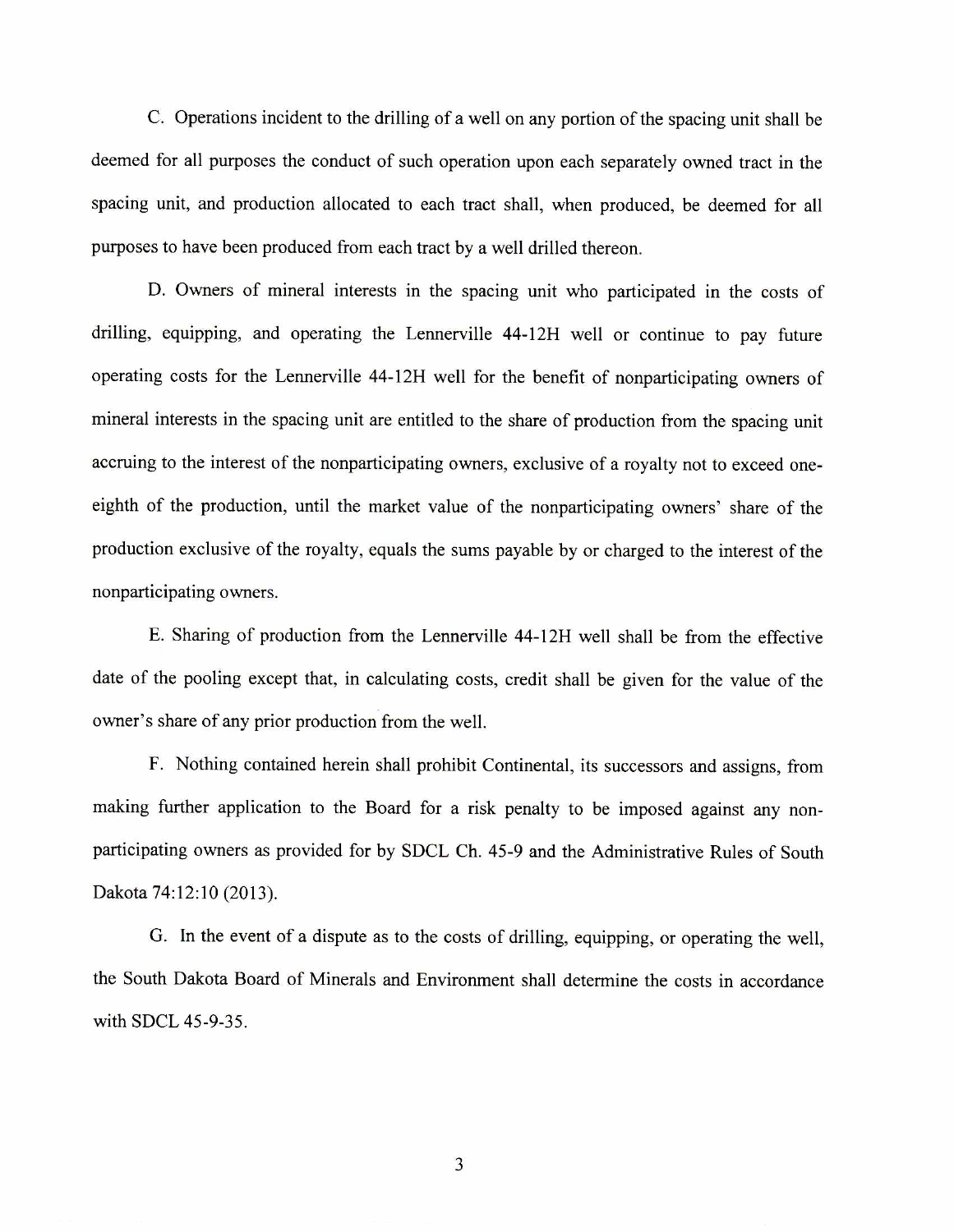C. Operations incident to the drilling of a well on any portion of the spacing unit shall be deemed for all purposes the conduct of such operation upon each separately owned tract in the spacing unit, and production allocated to each tract shall, when produced, be deemed for all purposes to have been produced from each tract by a well drilled thereon.

D. Owners of mineral interests in the spacing unit who participated in the costs of drilling, equipping, and operating the Lennerville 44-12H well or continue to pay future operating costs for the Lennerville 44-12H well for the benefit of nonparticipating owners of mineral interests in the spacing unit are entitled to the share of production from the spacing unit accruing to the interest of the nonparticipating owners, exclusive of a royalty not to exceed one-eighth of the production, until the market value of the nonparticipating owners' share of the production exclusive of the royalty, equals the sums payable by or charged to the interest of the nonparticipating owners.

E. Sharing of production from the Lennerville 44-12H well shall be from the effective date of the pooling except that, in calculating costs, credit shall be given for the value of the owner's share of any prior production from the well.

F. Nothing contained herein shall prohibit Continental, its successors and assigns, from making further application to the Board for a risk penalty to be imposed against any non-participating owners as provided for by SDCL Ch. 45-9 and the Administrative Rules of South Dakota 74:12:10 (2013).

G. In the event of a dispute as to the costs of drilling, equipping, or operating the well, the South Dakota Board of Minerals and Environment shall determine the costs in accordance with SDCL 45-9-35.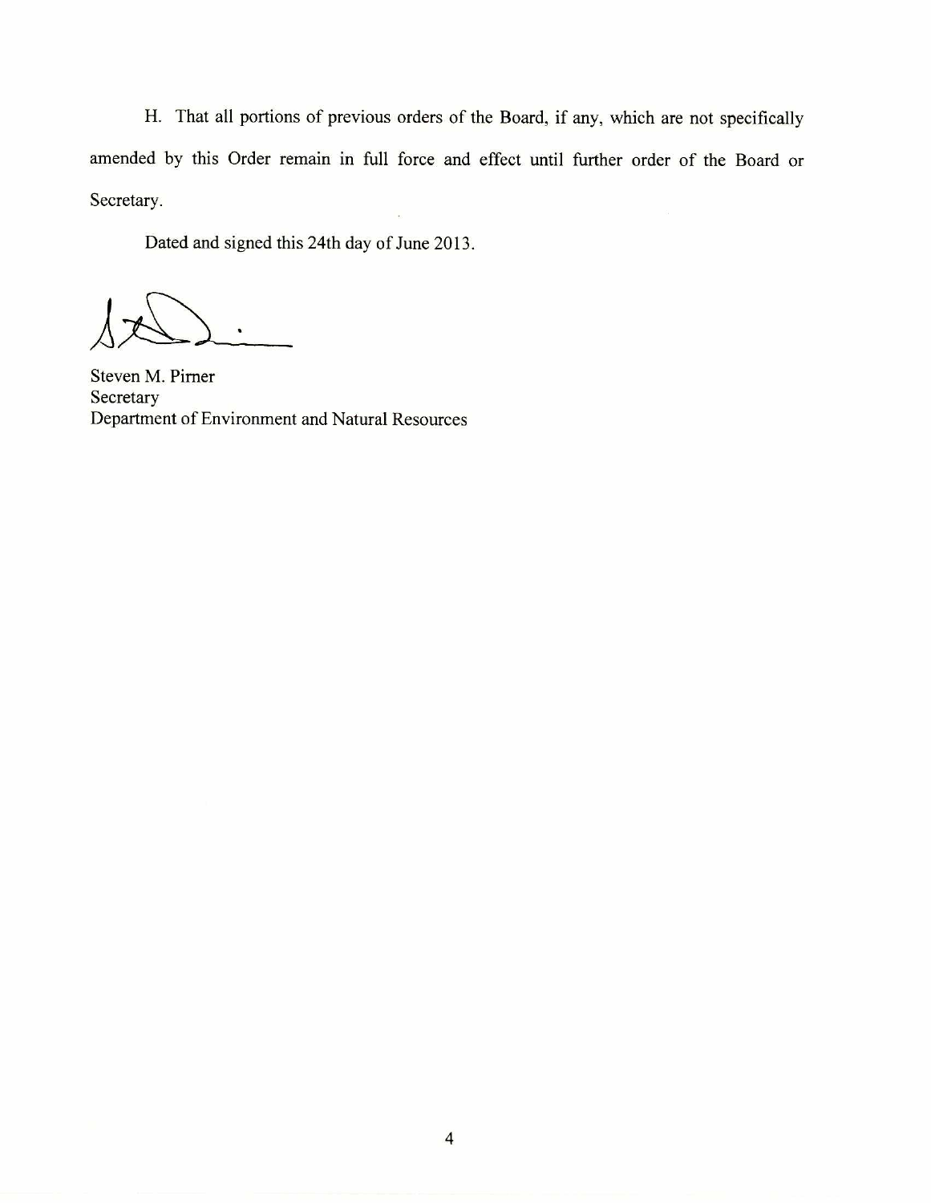H. That all portions of previous orders of the Board, if any, which are not specifically amended by this Order remain in full force and effect until further order of the Board or Secretary.

Dated and signed this 24th day of June 2013.

Steven M. Pirner
Secretary
Department of Environment and Natural Resources